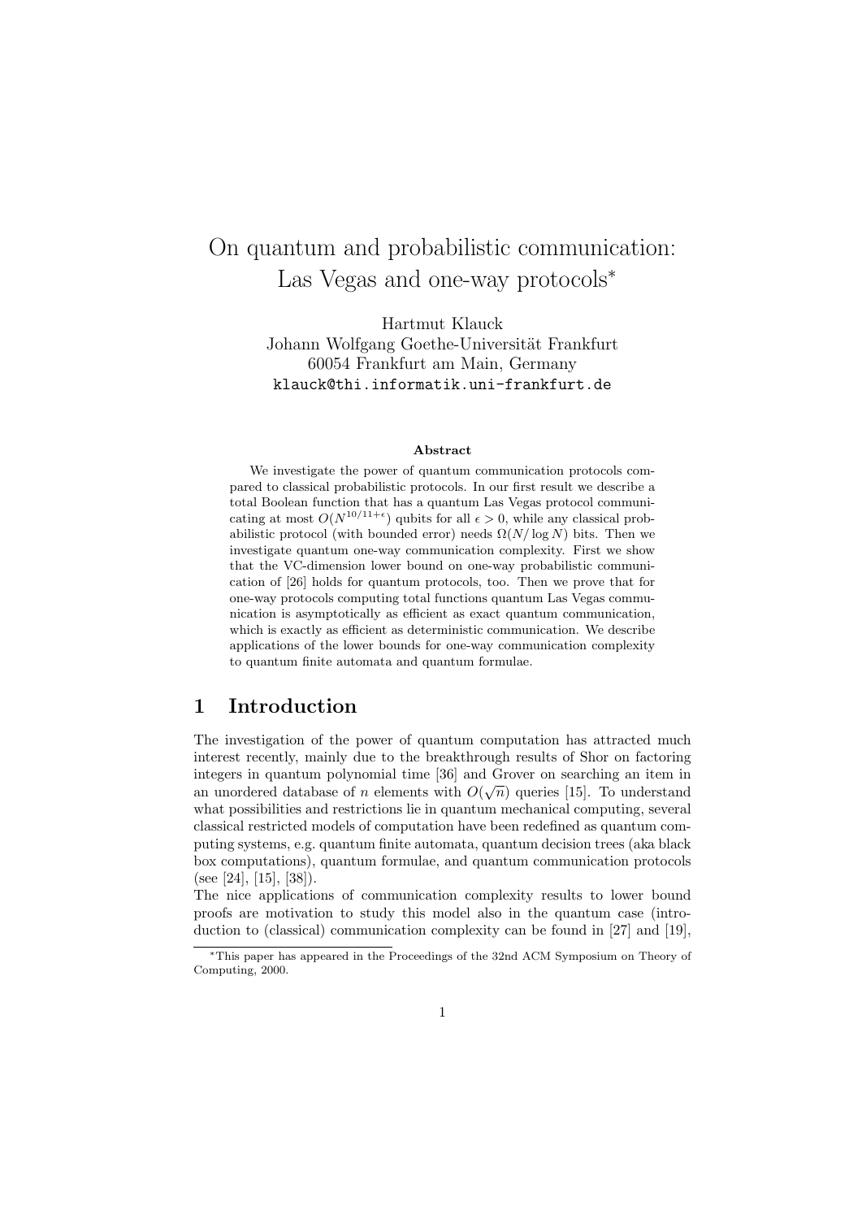# On quantum and probabilistic communication: Las Vegas and one-way protocols*

Hartmut Klauck
Johann Wolfgang Goethe-Universität Frankfurt
60054 Frankfurt am Main, Germany
klauck@thi.informatik.uni-frankfurt.de

**Abstract**

We investigate the power of quantum communication protocols compared to classical probabilistic protocols. In our first result we describe a total Boolean function that has a quantum Las Vegas protocol communicating at most $O(N^{10/11+\epsilon})$ qubits for all $\epsilon > 0$, while any classical probabilistic protocol (with bounded error) needs $\Omega(N/\log N)$ bits. Then we investigate quantum one-way communication complexity. First we show that the VC-dimension lower bound on one-way probabilistic communication of [26] holds for quantum protocols, too. Then we prove that for one-way protocols computing total functions quantum Las Vegas communication is asymptotically as efficient as exact quantum communication, which is exactly as efficient as deterministic communication. We describe applications of the lower bounds for one-way communication complexity to quantum finite automata and quantum formulae.

## 1 Introduction

The investigation of the power of quantum computation has attracted much interest recently, mainly due to the breakthrough results of Shor on factoring integers in quantum polynomial time [36] and Grover on searching an item in an unordered database of $n$ elements with $O(\sqrt{n})$ queries [15]. To understand what possibilities and restrictions lie in quantum mechanical computing, several classical restricted models of computation have been redefined as quantum computing systems, e.g. quantum finite automata, quantum decision trees (aka black box computations), quantum formulae, and quantum communication protocols (see [24], [15], [38]).

The nice applications of communication complexity results to lower bound proofs are motivation to study this model also in the quantum case (introduction to (classical) communication complexity can be found in [27] and [19],

*This paper has appeared in the Proceedings of the 32nd ACM Symposium on Theory of Computing, 2000.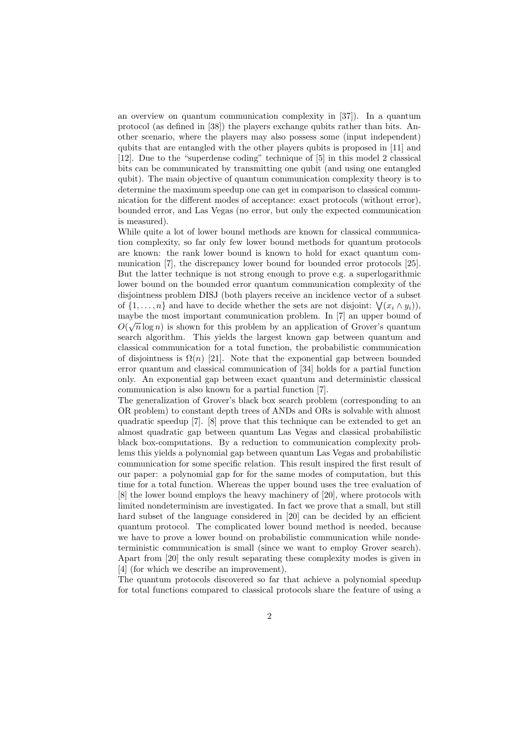an overview on quantum communication complexity in [37]). In a quantum protocol (as defined in [38]) the players exchange qubits rather than bits. Another scenario, where the players may also possess some (input independent) qubits that are entangled with the other players qubits is proposed in [11] and [12]. Due to the "superdense coding" technique of [5] in this model 2 classical bits can be communicated by transmitting one qubit (and using one entangled qubit). The main objective of quantum communication complexity theory is to determine the maximum speedup one can get in comparison to classical communication for the different modes of acceptance: exact protocols (without error), bounded error, and Las Vegas (no error, but only the expected communication is measured).

While quite a lot of lower bound methods are known for classical communication complexity, so far only few lower bound methods for quantum protocols are known: the rank lower bound is known to hold for exact quantum communication [7], the discrepancy lower bound for bounded error protocols [25]. But the latter technique is not strong enough to prove e.g. a superlogarithmic lower bound on the bounded error quantum communication complexity of the disjointness problem DISJ (both players receive an incidence vector of a subset of $\{1,\ldots,n\}$ and have to decide whether the sets are not disjoint: $\bigvee(x_i \wedge y_i)$), maybe the most important communication problem. In [7] an upper bound of $O(\sqrt{n}\log n)$ is shown for this problem by an application of Grover's quantum search algorithm. This yields the largest known gap between quantum and classical communication for a total function, the probabilistic communication of disjointness is $\Omega(n)$ [21]. Note that the exponential gap between bounded error quantum and classical communication of [34] holds for a partial function only. An exponential gap between exact quantum and deterministic classical communication is also known for a partial function [7].

The generalization of Grover's black box search problem (corresponding to an OR problem) to constant depth trees of ANDs and ORs is solvable with almost quadratic speedup [7]. [8] prove that this technique can be extended to get an almost quadratic gap between quantum Las Vegas and classical probabilistic black box-computations. By a reduction to communication complexity problems this yields a polynomial gap between quantum Las Vegas and probabilistic communication for some specific relation. This result inspired the first result of our paper: a polynomial gap for for the same modes of computation, but this time for a total function. Whereas the upper bound uses the tree evaluation of [8] the lower bound employs the heavy machinery of [20], where protocols with limited nondeterminism are investigated. In fact we prove that a small, but still hard subset of the language considered in [20] can be decided by an efficient quantum protocol. The complicated lower bound method is needed, because we have to prove a lower bound on probabilistic communication while nondeterministic communication is small (since we want to employ Grover search). Apart from [20] the only result separating these complexity modes is given in [4] (for which we describe an improvement).

The quantum protocols discovered so far that achieve a polynomial speedup for total functions compared to classical protocols share the feature of using a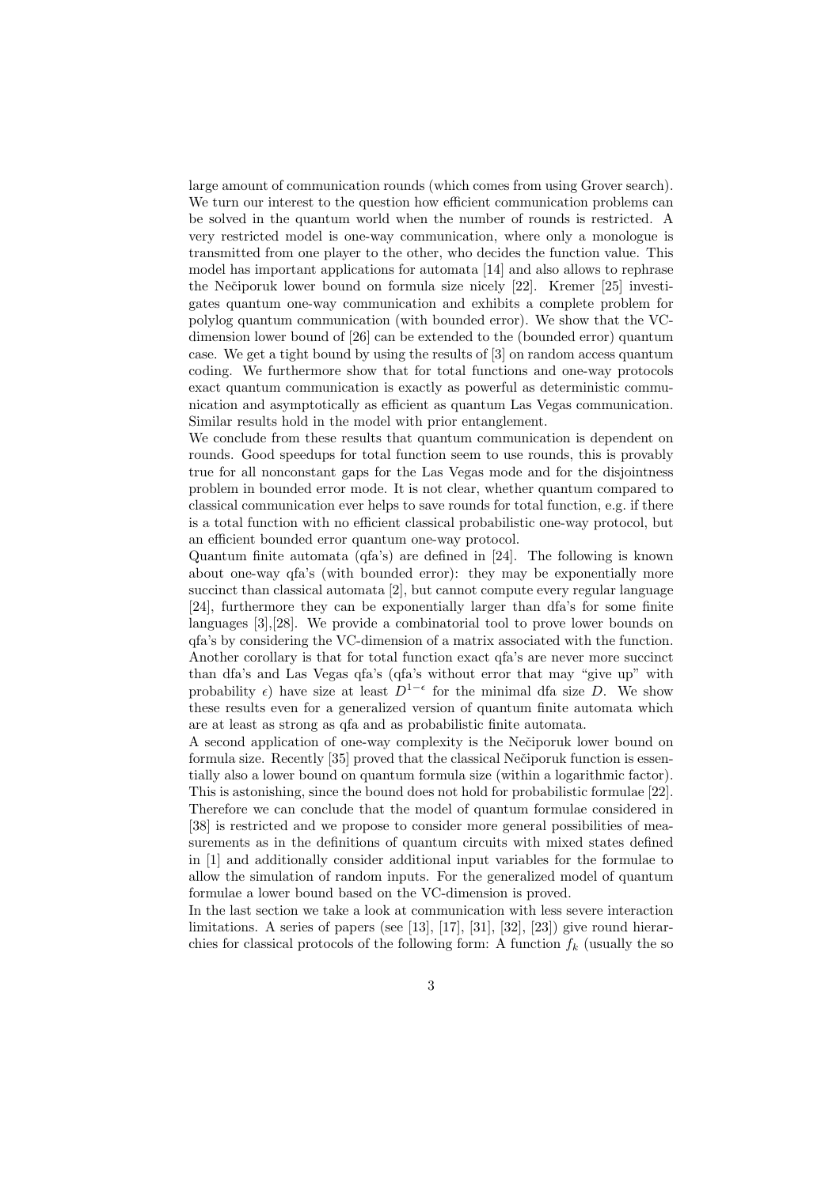large amount of communication rounds (which comes from using Grover search). We turn our interest to the question how efficient communication problems can be solved in the quantum world when the number of rounds is restricted. A very restricted model is one-way communication, where only a monologue is transmitted from one player to the other, who decides the function value. This model has important applications for automata [14] and also allows to rephrase the Nečiporuk lower bound on formula size nicely [22]. Kremer [25] investigates quantum one-way communication and exhibits a complete problem for polylog quantum communication (with bounded error). We show that the VC-dimension lower bound of [26] can be extended to the (bounded error) quantum case. We get a tight bound by using the results of [3] on random access quantum coding. We furthermore show that for total functions and one-way protocols exact quantum communication is exactly as powerful as deterministic communication and asymptotically as efficient as quantum Las Vegas communication. Similar results hold in the model with prior entanglement.

We conclude from these results that quantum communication is dependent on rounds. Good speedups for total function seem to use rounds, this is provably true for all nonconstant gaps for the Las Vegas mode and for the disjointness problem in bounded error mode. It is not clear, whether quantum compared to classical communication ever helps to save rounds for total function, e.g. if there is a total function with no efficient classical probabilistic one-way protocol, but an efficient bounded error quantum one-way protocol.

Quantum finite automata (qfa's) are defined in [24]. The following is known about one-way qfa's (with bounded error): they may be exponentially more succinct than classical automata [2], but cannot compute every regular language [24], furthermore they can be exponentially larger than dfa's for some finite languages [3],[28]. We provide a combinatorial tool to prove lower bounds on qfa's by considering the VC-dimension of a matrix associated with the function. Another corollary is that for total function exact qfa's are never more succinct than dfa's and Las Vegas qfa's (qfa's without error that may "give up" with probability $\epsilon$) have size at least $D^{1-\epsilon}$ for the minimal dfa size $D$. We show these results even for a generalized version of quantum finite automata which are at least as strong as qfa and as probabilistic finite automata.

A second application of one-way complexity is the Nečiporuk lower bound on formula size. Recently [35] proved that the classical Nečiporuk function is essentially also a lower bound on quantum formula size (within a logarithmic factor). This is astonishing, since the bound does not hold for probabilistic formulae [22]. Therefore we can conclude that the model of quantum formulae considered in [38] is restricted and we propose to consider more general possibilities of measurements as in the definitions of quantum circuits with mixed states defined in [1] and additionally consider additional input variables for the formulae to allow the simulation of random inputs. For the generalized model of quantum formulae a lower bound based on the VC-dimension is proved.

In the last section we take a look at communication with less severe interaction limitations. A series of papers (see [13], [17], [31], [32], [23]) give round hierarchies for classical protocols of the following form: A function $f_k$ (usually the so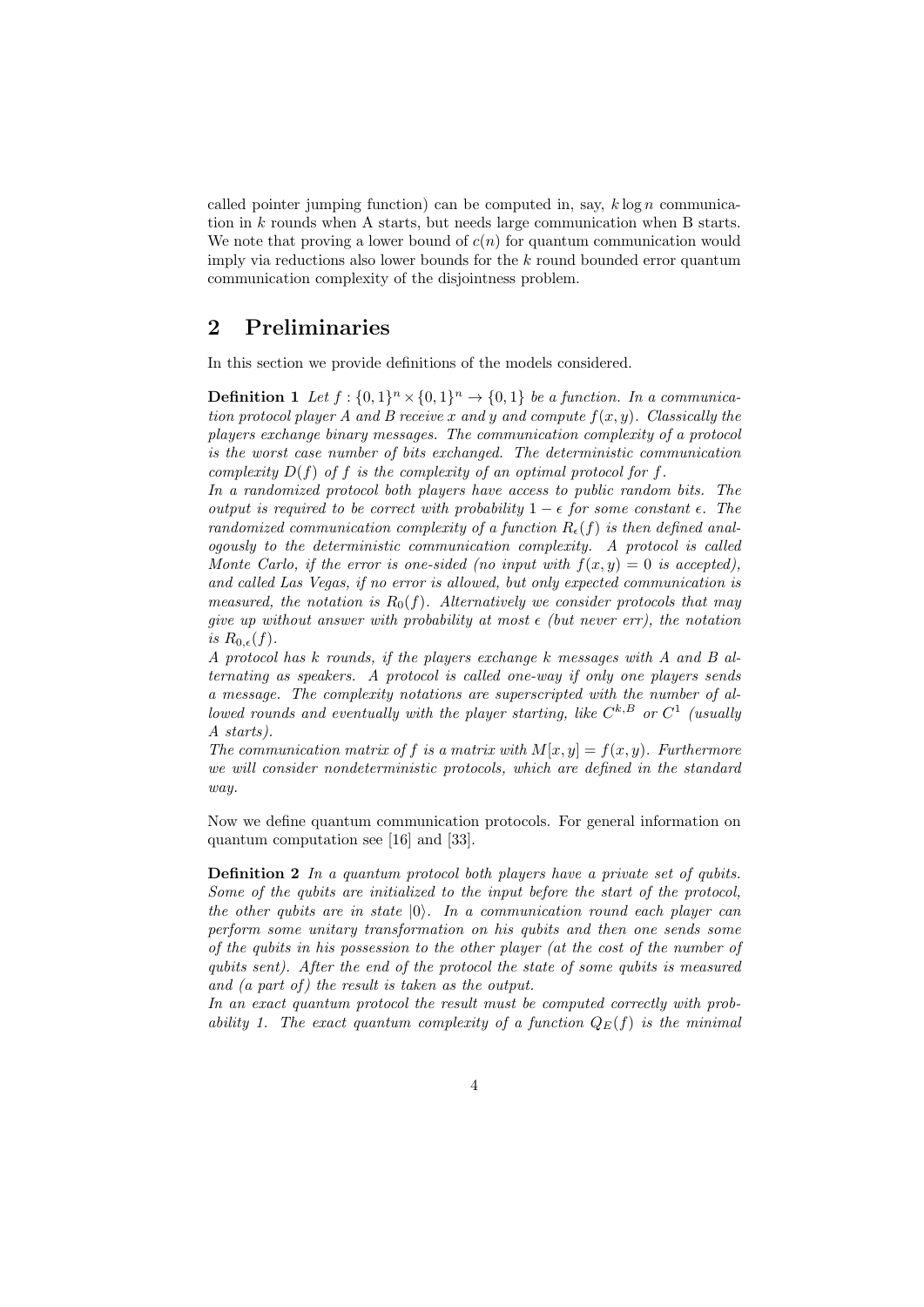called pointer jumping function) can be computed in, say, $k \log n$ communication in $k$ rounds when A starts, but needs large communication when B starts. We note that proving a lower bound of $c(n)$ for quantum communication would imply via reductions also lower bounds for the $k$ round bounded error quantum communication complexity of the disjointness problem.

## 2 Preliminaries

In this section we provide definitions of the models considered.

**Definition 1** *Let $f : \{0,1\}^n \times \{0,1\}^n \to \{0,1\}$ be a function. In a communication protocol player A and B receive $x$ and $y$ and compute $f(x,y)$. Classically the players exchange binary messages. The communication complexity of a protocol is the worst case number of bits exchanged. The deterministic communication complexity $D(f)$ of $f$ is the complexity of an optimal protocol for $f$.*
*In a randomized protocol both players have access to public random bits. The output is required to be correct with probability $1-\epsilon$ for some constant $\epsilon$. The randomized communication complexity of a function $R_\epsilon(f)$ is then defined analogously to the deterministic communication complexity. A protocol is called Monte Carlo, if the error is one-sided (no input with $f(x,y)=0$ is accepted), and called Las Vegas, if no error is allowed, but only expected communication is measured, the notation is $R_0(f)$. Alternatively we consider protocols that may give up without answer with probability at most $\epsilon$ (but never err), the notation is $R_{0,\epsilon}(f)$.*
*A protocol has $k$ rounds, if the players exchange $k$ messages with A and B alternating as speakers. A protocol is called one-way if only one players sends a message. The complexity notations are superscripted with the number of allowed rounds and eventually with the player starting, like $C^{k,B}$ or $C^1$ (usually A starts).*
*The communication matrix of $f$ is a matrix with $M[x,y] = f(x,y)$. Furthermore we will consider nondeterministic protocols, which are defined in the standard way.*

Now we define quantum communication protocols. For general information on quantum computation see [16] and [33].

**Definition 2** *In a quantum protocol both players have a private set of qubits. Some of the qubits are initialized to the input before the start of the protocol, the other qubits are in state $|0\rangle$. In a communication round each player can perform some unitary transformation on his qubits and then one sends some of the qubits in his possession to the other player (at the cost of the number of qubits sent). After the end of the protocol the state of some qubits is measured and (a part of) the result is taken as the output.*
*In an exact quantum protocol the result must be computed correctly with probability 1. The exact quantum complexity of a function $Q_E(f)$ is the minimal*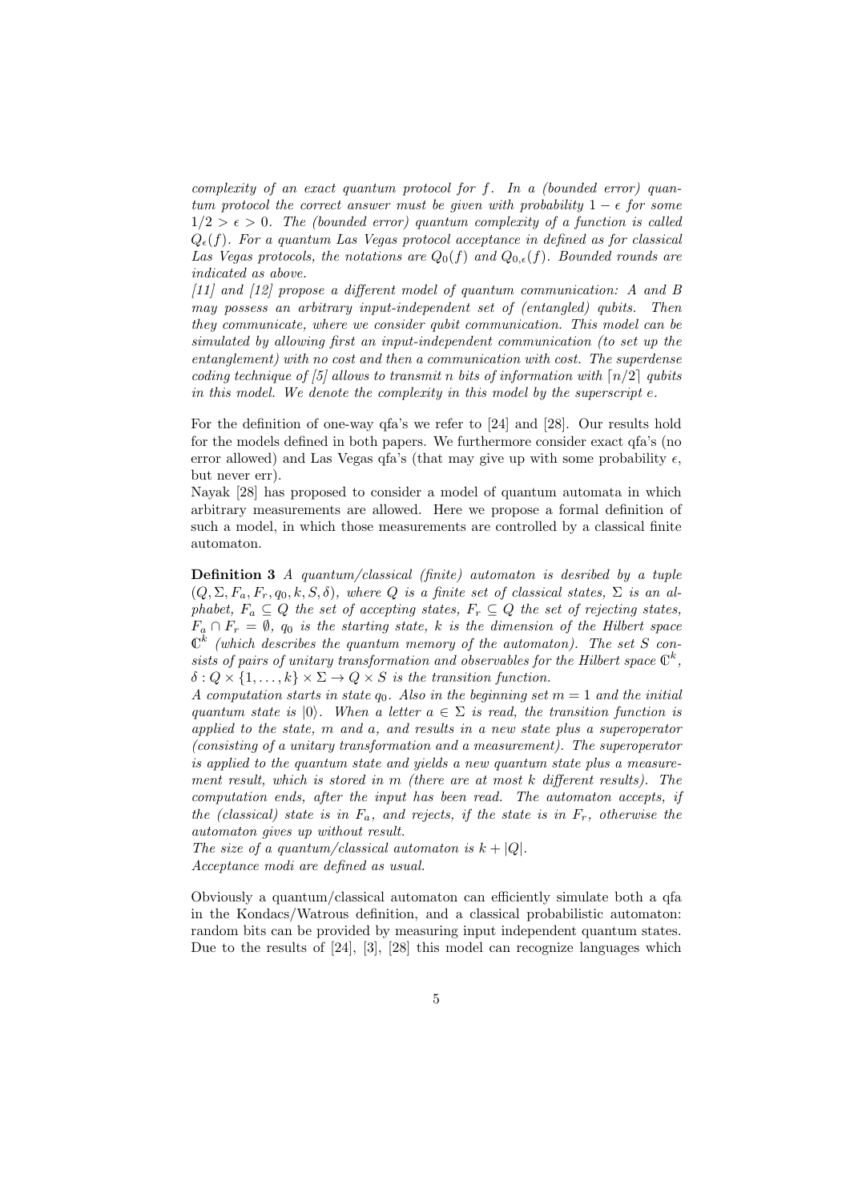*complexity of an exact quantum protocol for $f$. In a (bounded error) quantum protocol the correct answer must be given with probability $1-\epsilon$ for some $1/2 > \epsilon > 0$. The (bounded error) quantum complexity of a function is called $Q_\epsilon(f)$. For a quantum Las Vegas protocol acceptance in defined as for classical Las Vegas protocols, the notations are $Q_0(f)$ and $Q_{0,\epsilon}(f)$. Bounded rounds are indicated as above.*

*[11] and [12] propose a different model of quantum communication: A and B may possess an arbitrary input-independent set of (entangled) qubits. Then they communicate, where we consider qubit communication. This model can be simulated by allowing first an input-independent communication (to set up the entanglement) with no cost and then a communication with cost. The superdense coding technique of [5] allows to transmit n bits of information with $\lceil n/2 \rceil$ qubits in this model. We denote the complexity in this model by the superscript e.*

For the definition of one-way qfa's we refer to [24] and [28]. Our results hold for the models defined in both papers. We furthermore consider exact qfa's (no error allowed) and Las Vegas qfa's (that may give up with some probability $\epsilon$, but never err).

Nayak [28] has proposed to consider a model of quantum automata in which arbitrary measurements are allowed. Here we propose a formal definition of such a model, in which those measurements are controlled by a classical finite automaton.

**Definition 3** *A quantum/classical (finite) automaton is desribed by a tuple $(Q, \Sigma, F_a, F_r, q_0, k, S, \delta)$, where $Q$ is a finite set of classical states, $\Sigma$ is an alphabet, $F_a \subseteq Q$ the set of accepting states, $F_r \subseteq Q$ the set of rejecting states, $F_a \cap F_r = \emptyset$, $q_0$ is the starting state, $k$ is the dimension of the Hilbert space $\mathbb{C}^k$ (which describes the quantum memory of the automaton). The set $S$ consists of pairs of unitary transformation and observables for the Hilbert space $\mathbb{C}^k$, $\delta : Q \times \{1, \ldots, k\} \times \Sigma \to Q \times S$ is the transition function.*

*A computation starts in state $q_0$. Also in the beginning set $m = 1$ and the initial quantum state is $|0\rangle$. When a letter $a \in \Sigma$ is read, the transition function is applied to the state, $m$ and $a$, and results in a new state plus a superoperator (consisting of a unitary transformation and a measurement). The superoperator is applied to the quantum state and yields a new quantum state plus a measurement result, which is stored in $m$ (there are at most $k$ different results). The computation ends, after the input has been read. The automaton accepts, if the (classical) state is in $F_a$, and rejects, if the state is in $F_r$, otherwise the automaton gives up without result.*

*The size of a quantum/classical automaton is $k + |Q|$.*

*Acceptance modi are defined as usual.*

Obviously a quantum/classical automaton can efficiently simulate both a qfa in the Kondacs/Watrous definition, and a classical probabilistic automaton: random bits can be provided by measuring input independent quantum states. Due to the results of [24], [3], [28] this model can recognize languages which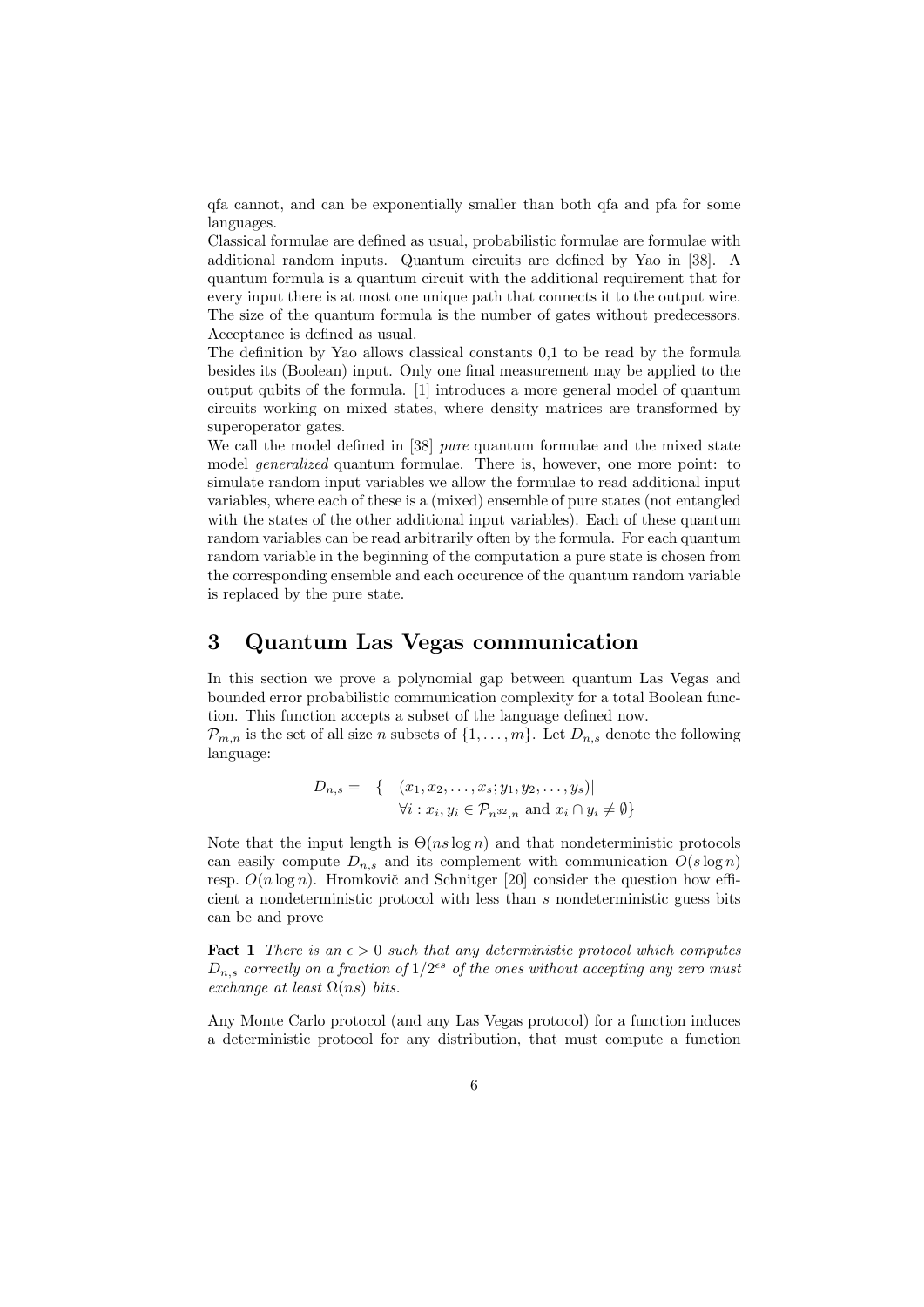qfa cannot, and can be exponentially smaller than both qfa and pfa for some languages.

Classical formulae are defined as usual, probabilistic formulae are formulae with additional random inputs. Quantum circuits are defined by Yao in [38]. A quantum formula is a quantum circuit with the additional requirement that for every input there is at most one unique path that connects it to the output wire. The size of the quantum formula is the number of gates without predecessors. Acceptance is defined as usual.

The definition by Yao allows classical constants 0,1 to be read by the formula besides its (Boolean) input. Only one final measurement may be applied to the output qubits of the formula. [1] introduces a more general model of quantum circuits working on mixed states, where density matrices are transformed by superoperator gates.

We call the model defined in [38] *pure* quantum formulae and the mixed state model *generalized* quantum formulae. There is, however, one more point: to simulate random input variables we allow the formulae to read additional input variables, where each of these is a (mixed) ensemble of pure states (not entangled with the states of the other additional input variables). Each of these quantum random variables can be read arbitrarily often by the formula. For each quantum random variable in the beginning of the computation a pure state is chosen from the corresponding ensemble and each occurence of the quantum random variable is replaced by the pure state.

# 3 Quantum Las Vegas communication

In this section we prove a polynomial gap between quantum Las Vegas and bounded error probabilistic communication complexity for a total Boolean function. This function accepts a subset of the language defined now.

$\mathcal{P}_{m,n}$ is the set of all size $n$ subsets of $\{1,\ldots,m\}$. Let $D_{n,s}$ denote the following language:

$$D_{n,s} = \{ (x_1, x_2, \ldots, x_s; y_1, y_2, \ldots, y_s) | \\ \forall i : x_i, y_i \in \mathcal{P}_{n^{32},n} \text{ and } x_i \cap y_i \neq \emptyset \}$$

Note that the input length is $\Theta(ns \log n)$ and that nondeterministic protocols can easily compute $D_{n,s}$ and its complement with communication $O(s \log n)$ resp. $O(n \log n)$. Hromkovič and Schnitger [20] consider the question how efficient a nondeterministic protocol with less than $s$ nondeterministic guess bits can be and prove

**Fact 1** *There is an $\epsilon > 0$ such that any deterministic protocol which computes $D_{n,s}$ correctly on a fraction of $1/2^{\epsilon s}$ of the ones without accepting any zero must exchange at least $\Omega(ns)$ bits.*

Any Monte Carlo protocol (and any Las Vegas protocol) for a function induces a deterministic protocol for any distribution, that must compute a function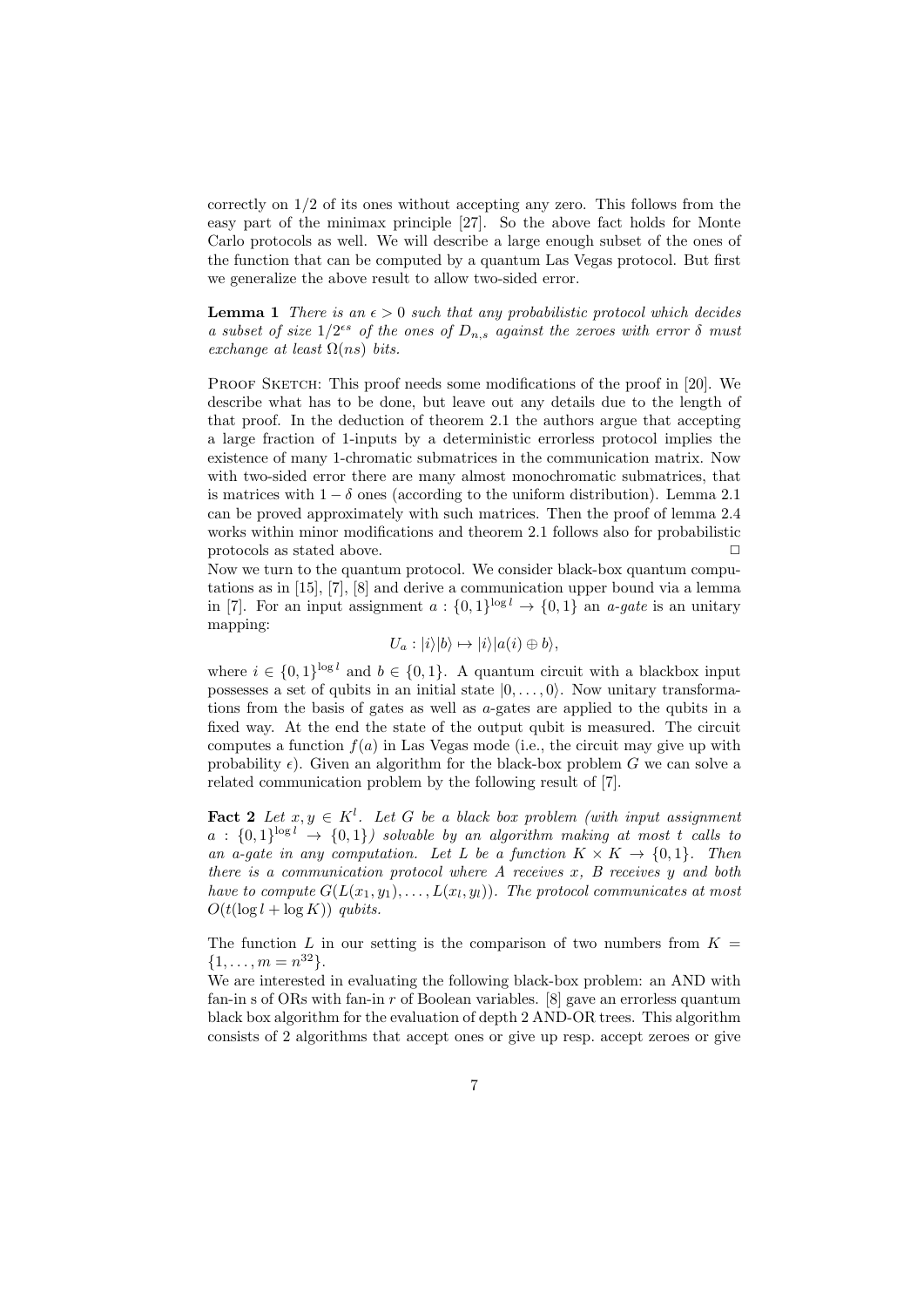correctly on 1/2 of its ones without accepting any zero. This follows from the easy part of the minimax principle [27]. So the above fact holds for Monte Carlo protocols as well. We will describe a large enough subset of the ones of the function that can be computed by a quantum Las Vegas protocol. But first we generalize the above result to allow two-sided error.

**Lemma 1** *There is an $\epsilon > 0$ such that any probabilistic protocol which decides a subset of size $1/2^{\epsilon s}$ of the ones of $D_{n,s}$ against the zeroes with error $\delta$ must exchange at least $\Omega(ns)$ bits.*

Proof Sketch: This proof needs some modifications of the proof in [20]. We describe what has to be done, but leave out any details due to the length of that proof. In the deduction of theorem 2.1 the authors argue that accepting a large fraction of 1-inputs by a deterministic errorless protocol implies the existence of many 1-chromatic submatrices in the communication matrix. Now with two-sided error there are many almost monochromatic submatrices, that is matrices with $1-\delta$ ones (according to the uniform distribution). Lemma 2.1 can be proved approximately with such matrices. Then the proof of lemma 2.4 works within minor modifications and theorem 2.1 follows also for probabilistic protocols as stated above. $\Box$

Now we turn to the quantum protocol. We consider black-box quantum computations as in [15], [7], [8] and derive a communication upper bound via a lemma in [7]. For an input assignment $a : \{0,1\}^{\log l} \to \{0,1\}$ an *a-gate* is an unitary mapping:

$$U_a : |i\rangle|b\rangle \mapsto |i\rangle|a(i) \oplus b\rangle,$$

where $i \in \{0,1\}^{\log l}$ and $b \in \{0,1\}$. A quantum circuit with a blackbox input possesses a set of qubits in an initial state $|0,\ldots,0\rangle$. Now unitary transformations from the basis of gates as well as $a$-gates are applied to the qubits in a fixed way. At the end the state of the output qubit is measured. The circuit computes a function $f(a)$ in Las Vegas mode (i.e., the circuit may give up with probability $\epsilon$). Given an algorithm for the black-box problem $G$ we can solve a related communication problem by the following result of [7].

**Fact 2** *Let $x, y \in K^l$. Let $G$ be a black box problem (with input assignment $a : \{0,1\}^{\log l} \to \{0,1\}$) solvable by an algorithm making at most $t$ calls to an $a$-gate in any computation. Let $L$ be a function $K \times K \to \{0,1\}$. Then there is a communication protocol where $A$ receives $x$, $B$ receives $y$ and both have to compute $G(L(x_1,y_1),\ldots,L(x_l,y_l))$. The protocol communicates at most $O(t(\log l + \log K))$ qubits.*

The function $L$ in our setting is the comparison of two numbers from $K = \{1,\ldots,m = n^{32}\}$.

We are interested in evaluating the following black-box problem: an AND with fan-in s of ORs with fan-in $r$ of Boolean variables. [8] gave an errorless quantum black box algorithm for the evaluation of depth 2 AND-OR trees. This algorithm consists of 2 algorithms that accept ones or give up resp. accept zeroes or give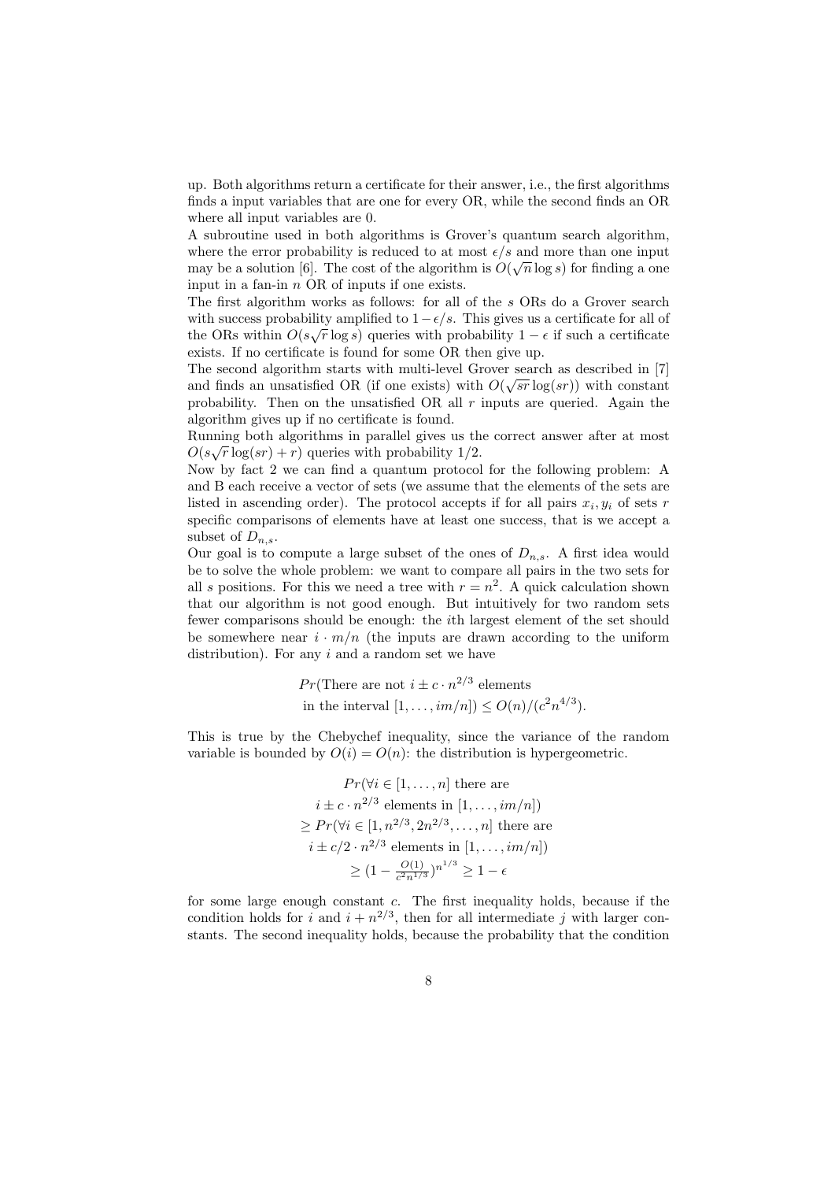up. Both algorithms return a certificate for their answer, i.e., the first algorithms finds a input variables that are one for every OR, while the second finds an OR where all input variables are 0.

A subroutine used in both algorithms is Grover's quantum search algorithm, where the error probability is reduced to at most $\epsilon/s$ and more than one input may be a solution [6]. The cost of the algorithm is $O(\sqrt{n}\log s)$ for finding a one input in a fan-in $n$ OR of inputs if one exists.

The first algorithm works as follows: for all of the $s$ ORs do a Grover search with success probability amplified to $1-\epsilon/s$. This gives us a certificate for all of the ORs within $O(s\sqrt{r}\log s)$ queries with probability $1-\epsilon$ if such a certificate exists. If no certificate is found for some OR then give up.

The second algorithm starts with multi-level Grover search as described in [7] and finds an unsatisfied OR (if one exists) with $O(\sqrt{sr}\log(sr))$ with constant probability. Then on the unsatisfied OR all $r$ inputs are queried. Again the algorithm gives up if no certificate is found.

Running both algorithms in parallel gives us the correct answer after at most $O(s\sqrt{r}\log(sr)+r)$ queries with probability 1/2.

Now by fact 2 we can find a quantum protocol for the following problem: A and B each receive a vector of sets (we assume that the elements of the sets are listed in ascending order). The protocol accepts if for all pairs $x_i, y_i$ of sets $r$ specific comparisons of elements have at least one success, that is we accept a subset of $D_{n,s}$.

Our goal is to compute a large subset of the ones of $D_{n,s}$. A first idea would be to solve the whole problem: we want to compare all pairs in the two sets for all $s$ positions. For this we need a tree with $r=n^2$. A quick calculation shown that our algorithm is not good enough. But intuitively for two random sets fewer comparisons should be enough: the $i$th largest element of the set should be somewhere near $i\cdot m/n$ (the inputs are drawn according to the uniform distribution). For any $i$ and a random set we have

$$\begin{aligned}&Pr(\text{There are not } i \pm c\cdot n^{2/3} \text{ elements}\\ &\text{in the interval } [1,\ldots,im/n]) \le O(n)/(c^2 n^{4/3}).\end{aligned}$$

This is true by the Chebychef inequality, since the variance of the random variable is bounded by $O(i)=O(n)$: the distribution is hypergeometric.

$$\begin{aligned}&Pr(\forall i\in[1,\ldots,n] \text{ there are}\\ &i\pm c\cdot n^{2/3} \text{ elements in } [1,\ldots,im/n])\\ &\ge Pr(\forall i\in[1,n^{2/3},2n^{2/3},\ldots,n] \text{ there are}\\ &i\pm c/2\cdot n^{2/3} \text{ elements in } [1,\ldots,im/n])\\ &\ge (1-\tfrac{O(1)}{c^2 n^{1/3}})^{n^{1/3}} \ge 1-\epsilon\end{aligned}$$

for some large enough constant $c$. The first inequality holds, because if the condition holds for $i$ and $i+n^{2/3}$, then for all intermediate $j$ with larger constants. The second inequality holds, because the probability that the condition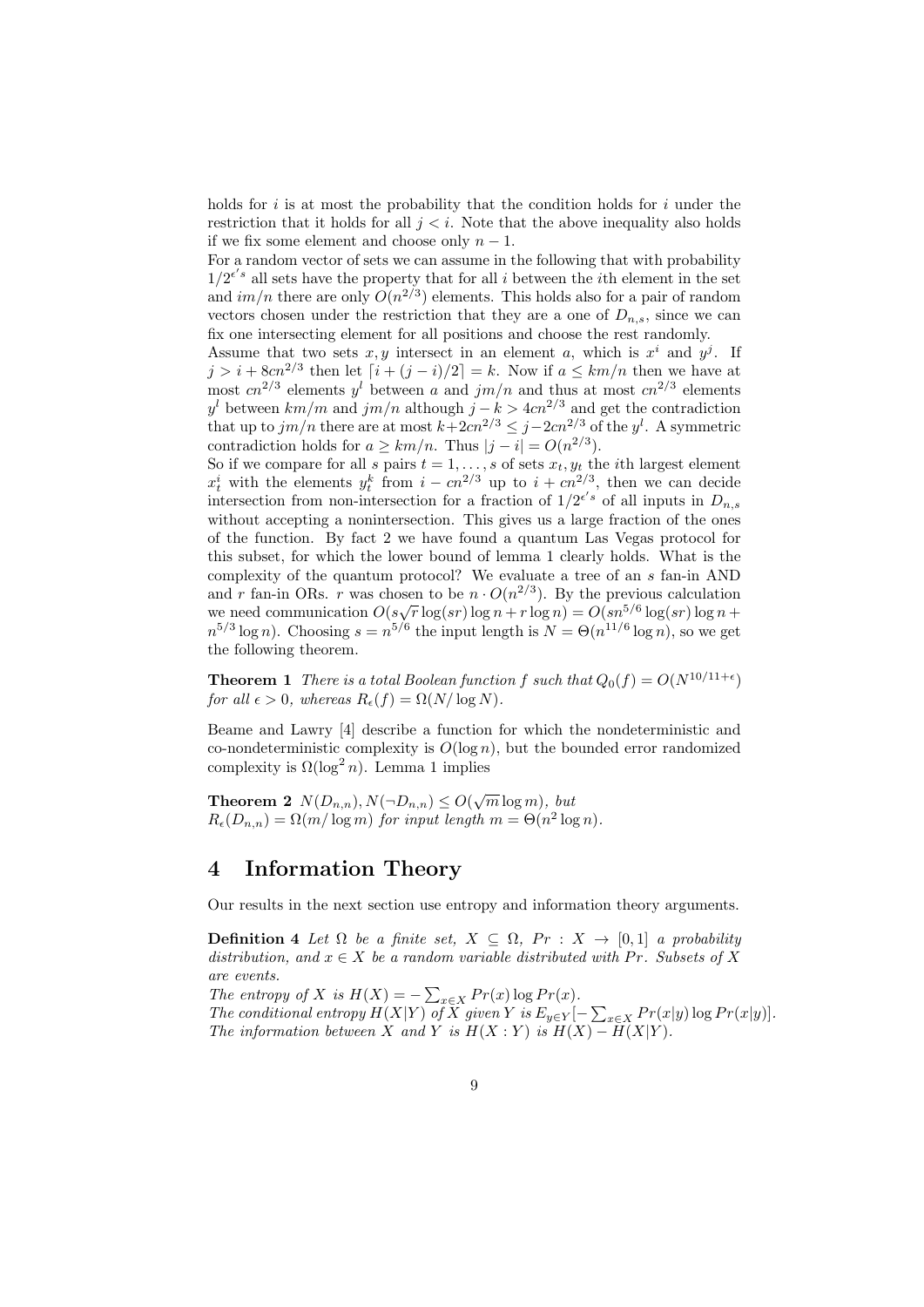holds for $i$ is at most the probability that the condition holds for $i$ under the restriction that it holds for all $j < i$. Note that the above inequality also holds if we fix some element and choose only $n - 1$.

For a random vector of sets we can assume in the following that with probability $1/2^{\epsilon' s}$ all sets have the property that for all $i$ between the $i$th element in the set and $im/n$ there are only $O(n^{2/3})$ elements. This holds also for a pair of random vectors chosen under the restriction that they are a one of $D_{n,s}$, since we can fix one intersecting element for all positions and choose the rest randomly.

Assume that two sets $x, y$ intersect in an element $a$, which is $x^i$ and $y^j$. If $j > i + 8cn^{2/3}$ then let $\lceil i + (j - i)/2 \rceil = k$. Now if $a \leq km/n$ then we have at most $cn^{2/3}$ elements $y^l$ between $a$ and $jm/n$ and thus at most $cn^{2/3}$ elements $y^l$ between $km/m$ and $jm/n$ although $j - k > 4cn^{2/3}$ and get the contradiction that up to $jm/n$ there are at most $k + 2cn^{2/3} \leq j - 2cn^{2/3}$ of the $y^l$. A symmetric contradiction holds for $a \geq km/n$. Thus $|j - i| = O(n^{2/3})$.

So if we compare for all $s$ pairs $t = 1, \ldots, s$ of sets $x_t, y_t$ the $i$th largest element $x_t^i$ with the elements $y_t^k$ from $i - cn^{2/3}$ up to $i + cn^{2/3}$, then we can decide intersection from non-intersection for a fraction of $1/2^{\epsilon' s}$ of all inputs in $D_{n,s}$ without accepting a nonintersection. This gives us a large fraction of the ones of the function. By fact 2 we have found a quantum Las Vegas protocol for this subset, for which the lower bound of lemma 1 clearly holds. What is the complexity of the quantum protocol? We evaluate a tree of an $s$ fan-in AND and $r$ fan-in ORs. $r$ was chosen to be $n \cdot O(n^{2/3})$. By the previous calculation we need communication $O(s\sqrt{r} \log(sr) \log n + r \log n) = O(sn^{5/6} \log(sr) \log n + n^{5/3} \log n)$. Choosing $s = n^{5/6}$ the input length is $N = \Theta(n^{11/6} \log n)$, so we get the following theorem.

**Theorem 1** *There is a total Boolean function $f$ such that $Q_0(f) = O(N^{10/11+\epsilon})$ for all $\epsilon > 0$, whereas $R_\epsilon(f) = \Omega(N/\log N)$.*

Beame and Lawry [4] describe a function for which the nondeterministic and co-nondeterministic complexity is $O(\log n)$, but the bounded error randomized complexity is $\Omega(\log^2 n)$. Lemma 1 implies

**Theorem 2** *$N(D_{n,n}), N(\neg D_{n,n}) \leq O(\sqrt{m} \log m)$, but $R_\epsilon(D_{n,n}) = \Omega(m/\log m)$ for input length $m = \Theta(n^2 \log n)$.*

# 4 Information Theory

Our results in the next section use entropy and information theory arguments.

**Definition 4** *Let $\Omega$ be a finite set, $X \subseteq \Omega$, $Pr : X \to [0, 1]$ a probability distribution, and $x \in X$ be a random variable distributed with $Pr$. Subsets of $X$ are events.*
*The entropy of $X$ is $H(X) = -\sum_{x \in X} Pr(x) \log Pr(x)$.*
*The conditional entropy $H(X|Y)$ of $X$ given $Y$ is $E_{y \in Y}[-\sum_{x \in X} Pr(x|y) \log Pr(x|y)]$.*
*The information between $X$ and $Y$ is $H(X : Y)$ is $H(X) - H(X|Y)$.*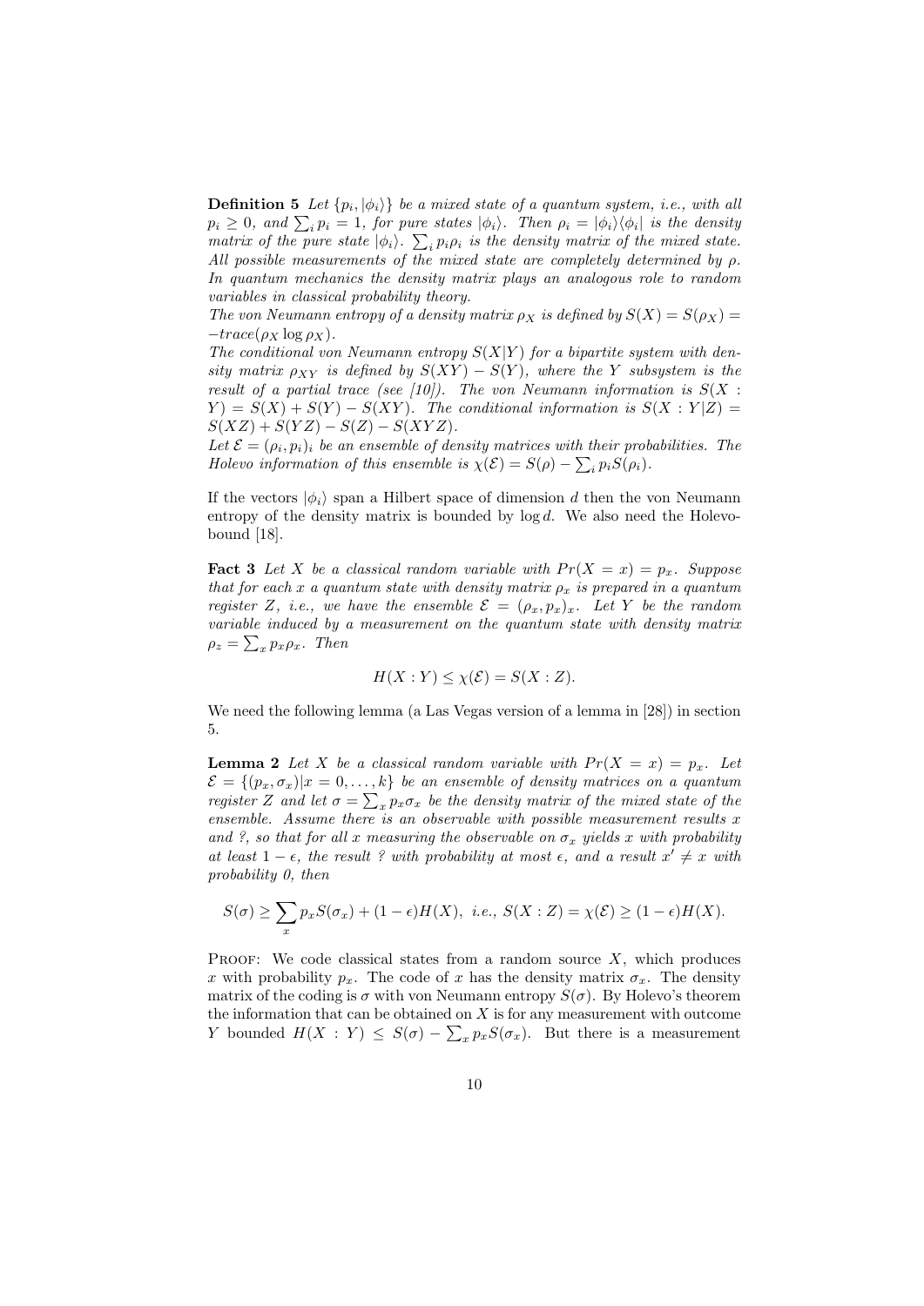**Definition 5** *Let $\{p_i, |\phi_i\rangle\}$ be a mixed state of a quantum system, i.e., with all $p_i \geq 0$, and $\sum_i p_i = 1$, for pure states $|\phi_i\rangle$. Then $\rho_i = |\phi_i\rangle\langle\phi_i|$ is the density matrix of the pure state $|\phi_i\rangle$. $\sum_i p_i \rho_i$ is the density matrix of the mixed state. All possible measurements of the mixed state are completely determined by $\rho$. In quantum mechanics the density matrix plays an analogous role to random variables in classical probability theory.*

*The von Neumann entropy of a density matrix $\rho_X$ is defined by $S(X) = S(\rho_X) = -trace(\rho_X \log \rho_X)$.*

*The conditional von Neumann entropy $S(X|Y)$ for a bipartite system with density matrix $\rho_{XY}$ is defined by $S(XY) - S(Y)$, where the $Y$ subsystem is the result of a partial trace (see [10]). The von Neumann information is $S(X : Y) = S(X) + S(Y) - S(XY)$. The conditional information is $S(X : Y|Z) = S(XZ) + S(YZ) - S(Z) - S(XYZ)$.*

*Let $\mathcal{E} = (\rho_i, p_i)_i$ be an ensemble of density matrices with their probabilities. The Holevo information of this ensemble is $\chi(\mathcal{E}) = S(\rho) - \sum_i p_i S(\rho_i)$.*

If the vectors $|\phi_i\rangle$ span a Hilbert space of dimension $d$ then the von Neumann entropy of the density matrix is bounded by $\log d$. We also need the Holevo-bound [18].

**Fact 3** *Let $X$ be a classical random variable with $Pr(X = x) = p_x$. Suppose that for each $x$ a quantum state with density matrix $\rho_x$ is prepared in a quantum register $Z$, i.e., we have the ensemble $\mathcal{E} = (\rho_x, p_x)_x$. Let $Y$ be the random variable induced by a measurement on the quantum state with density matrix $\rho_z = \sum_x p_x \rho_x$. Then*

$$H(X : Y) \leq \chi(\mathcal{E}) = S(X : Z).$$

We need the following lemma (a Las Vegas version of a lemma in [28]) in section 5.

**Lemma 2** *Let $X$ be a classical random variable with $Pr(X = x) = p_x$. Let $\mathcal{E} = \{(p_x, \sigma_x) | x = 0, \ldots, k\}$ be an ensemble of density matrices on a quantum register $Z$ and let $\sigma = \sum_x p_x \sigma_x$ be the density matrix of the mixed state of the ensemble. Assume there is an observable with possible measurement results $x$ and ?, so that for all $x$ measuring the observable on $\sigma_x$ yields $x$ with probability at least $1 - \epsilon$, the result ? with probability at most $\epsilon$, and a result $x' \neq x$ with probability 0, then*

$$S(\sigma) \geq \sum_x p_x S(\sigma_x) + (1 - \epsilon) H(X), \text{ i.e., } S(X : Z) = \chi(\mathcal{E}) \geq (1 - \epsilon) H(X).$$

Proof: We code classical states from a random source $X$, which produces $x$ with probability $p_x$. The code of $x$ has the density matrix $\sigma_x$. The density matrix of the coding is $\sigma$ with von Neumann entropy $S(\sigma)$. By Holevo's theorem the information that can be obtained on $X$ is for any measurement with outcome $Y$ bounded $H(X : Y) \leq S(\sigma) - \sum_x p_x S(\sigma_x)$. But there is a measurement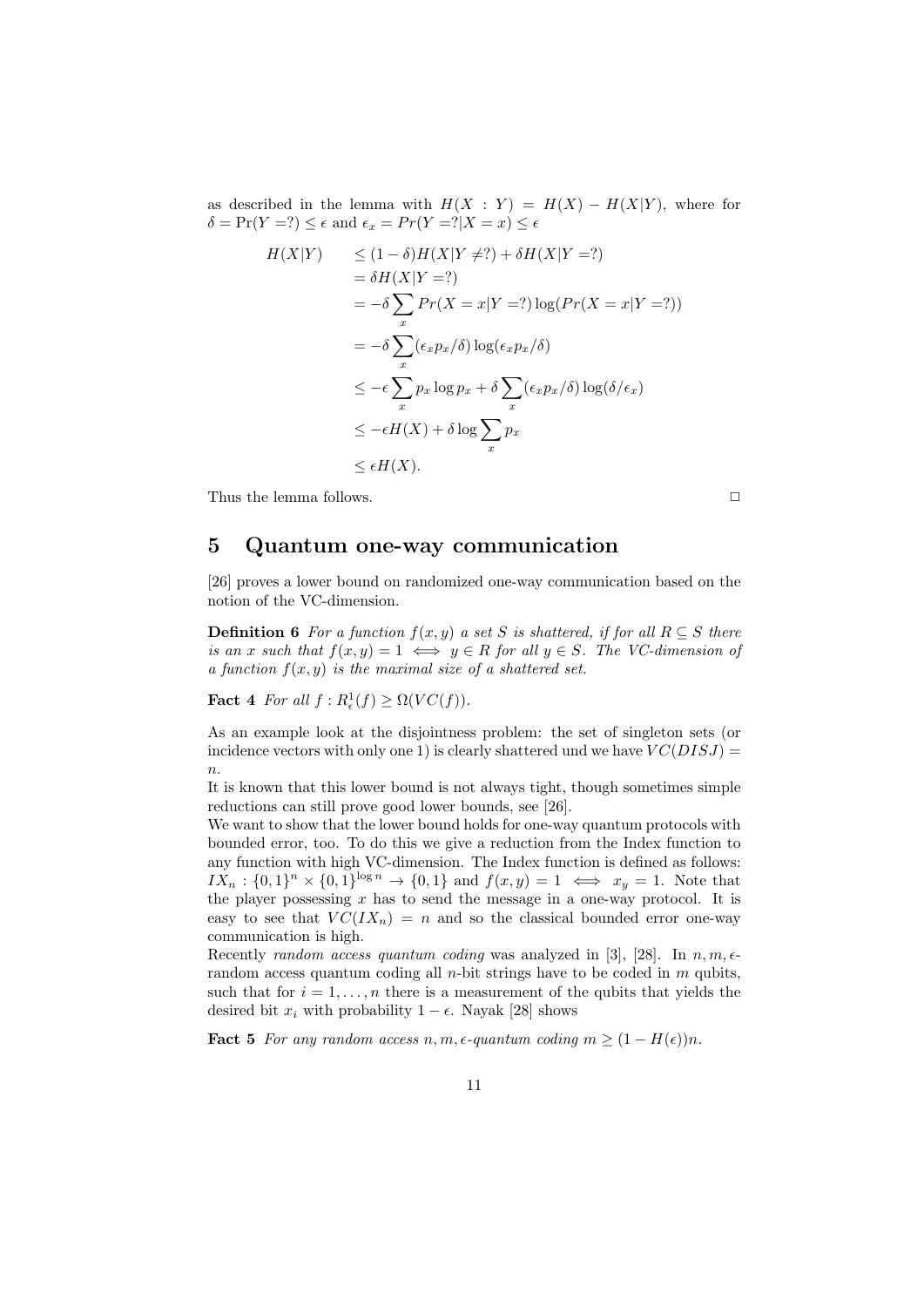as described in the lemma with $H(X:Y) = H(X) - H(X|Y)$, where for $\delta = \Pr(Y=?) \leq \epsilon$ and $\epsilon_x = Pr(Y=?|X=x) \leq \epsilon$

$$
\begin{aligned}
H(X|Y) \quad & \leq (1-\delta)H(X|Y \neq ?) + \delta H(X|Y=?) \\
& = \delta H(X|Y=?) \\
& = -\delta \sum_x Pr(X=x|Y=?) \log(Pr(X=x|Y=?)) \\
& = -\delta \sum_x (\epsilon_x p_x/\delta) \log(\epsilon_x p_x/\delta) \\
& \leq -\epsilon \sum_x p_x \log p_x + \delta \sum_x (\epsilon_x p_x/\delta) \log(\delta/\epsilon_x) \\
& \leq -\epsilon H(X) + \delta \log \sum_x p_x \\
& \leq \epsilon H(X).
\end{aligned}
$$

Thus the lemma follows. □

## 5 Quantum one-way communication

[26] proves a lower bound on randomized one-way communication based on the notion of the VC-dimension.

**Definition 6** *For a function $f(x,y)$ a set $S$ is shattered, if for all $R \subseteq S$ there is an $x$ such that $f(x,y) = 1 \iff y \in R$ for all $y \in S$. The VC-dimension of a function $f(x,y)$ is the maximal size of a shattered set.*

**Fact 4** *For all $f : R^1_\epsilon(f) \geq \Omega(VC(f))$.*

As an example look at the disjointness problem: the set of singleton sets (or incidence vectors with only one 1) is clearly shattered und we have $VC(DISJ) = n$.

It is known that this lower bound is not always tight, though sometimes simple reductions can still prove good lower bounds, see [26].

We want to show that the lower bound holds for one-way quantum protocols with bounded error, too. To do this we give a reduction from the Index function to any function with high VC-dimension. The Index function is defined as follows: $IX_n : \{0,1\}^n \times \{0,1\}^{\log n} \to \{0,1\}$ and $f(x,y) = 1 \iff x_y = 1$. Note that the player possessing $x$ has to send the message in a one-way protocol. It is easy to see that $VC(IX_n) = n$ and so the classical bounded error one-way communication is high.

Recently *random access quantum coding* was analyzed in [3], [28]. In $n, m, \epsilon$-random access quantum coding all $n$-bit strings have to be coded in $m$ qubits, such that for $i = 1, \ldots, n$ there is a measurement of the qubits that yields the desired bit $x_i$ with probability $1-\epsilon$. Nayak [28] shows

**Fact 5** *For any random access $n, m, \epsilon$-quantum coding $m \geq (1 - H(\epsilon))n$.*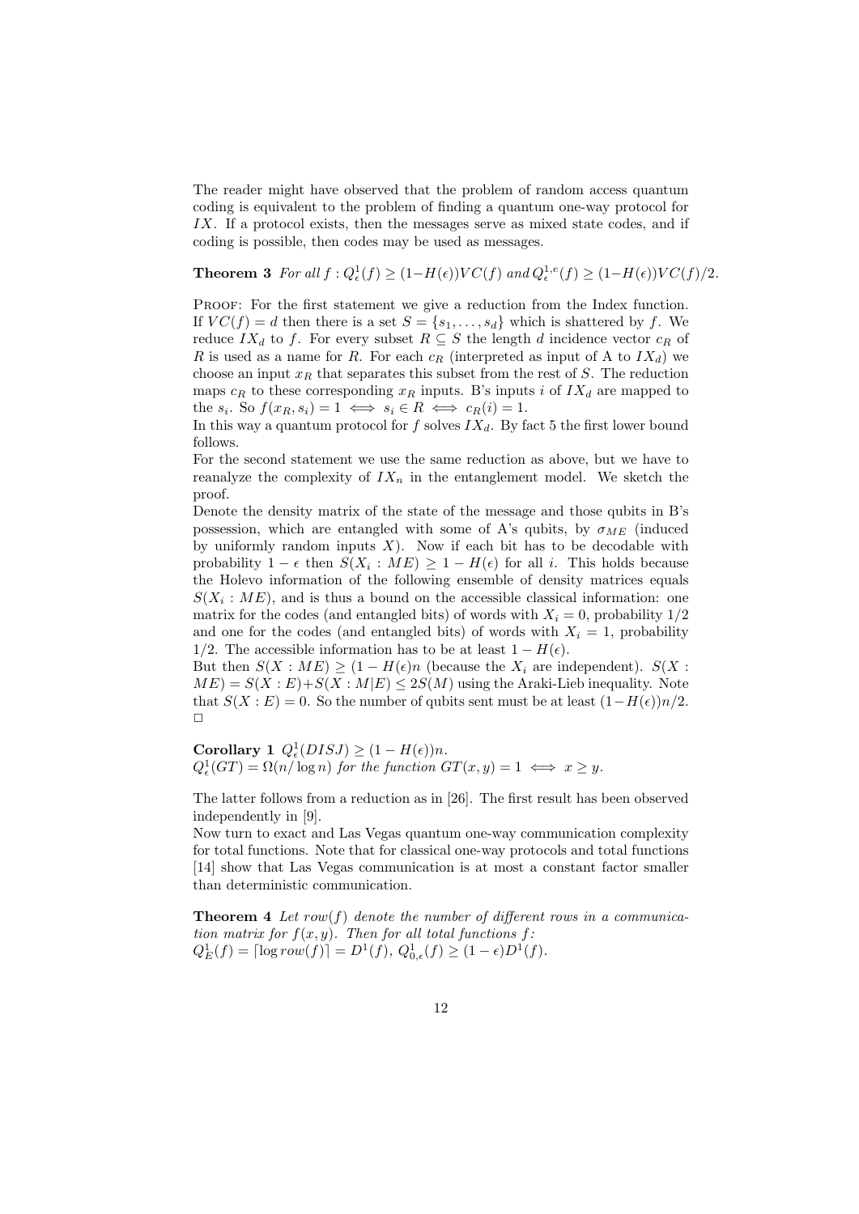The reader might have observed that the problem of random access quantum coding is equivalent to the problem of finding a quantum one-way protocol for $IX$. If a protocol exists, then the messages serve as mixed state codes, and if coding is possible, then codes may be used as messages.

**Theorem 3** *For all $f : Q^1_\epsilon(f) \geq (1-H(\epsilon))VC(f)$ and $Q^{1,e}_\epsilon(f) \geq (1-H(\epsilon))VC(f)/2$.*

Proof: For the first statement we give a reduction from the Index function. If $VC(f) = d$ then there is a set $S = \{s_1, \ldots, s_d\}$ which is shattered by $f$. We reduce $IX_d$ to $f$. For every subset $R \subseteq S$ the length $d$ incidence vector $c_R$ of $R$ is used as a name for $R$. For each $c_R$ (interpreted as input of A to $IX_d$) we choose an input $x_R$ that separates this subset from the rest of $S$. The reduction maps $c_R$ to these corresponding $x_R$ inputs. B's inputs $i$ of $IX_d$ are mapped to the $s_i$. So $f(x_R, s_i) = 1 \iff s_i \in R \iff c_R(i) = 1$.
In this way a quantum protocol for $f$ solves $IX_d$. By fact 5 the first lower bound follows.
For the second statement we use the same reduction as above, but we have to reanalyze the complexity of $IX_n$ in the entanglement model. We sketch the proof.
Denote the density matrix of the state of the message and those qubits in B's possession, which are entangled with some of A's qubits, by $\sigma_{ME}$ (induced by uniformly random inputs $X$). Now if each bit has to be decodable with probability $1-\epsilon$ then $S(X_i : ME) \geq 1 - H(\epsilon)$ for all $i$. This holds because the Holevo information of the following ensemble of density matrices equals $S(X_i : ME)$, and is thus a bound on the accessible classical information: one matrix for the codes (and entangled bits) of words with $X_i = 0$, probability $1/2$ and one for the codes (and entangled bits) of words with $X_i = 1$, probability $1/2$. The accessible information has to be at least $1 - H(\epsilon)$.
But then $S(X : ME) \geq (1 - H(\epsilon)n$ (because the $X_i$ are independent). $S(X : ME) = S(X : E) + S(X : M|E) \leq 2S(M)$ using the Araki-Lieb inequality. Note that $S(X : E) = 0$. So the number of qubits sent must be at least $(1-H(\epsilon))n/2$.
$\Box$

**Corollary 1** *$Q^1_\epsilon(DISJ) \geq (1 - H(\epsilon))n$.*
*$Q^1_\epsilon(GT) = \Omega(n/\log n)$ for the function $GT(x,y) = 1 \iff x \geq y$.*

The latter follows from a reduction as in [26]. The first result has been observed independently in [9].
Now turn to exact and Las Vegas quantum one-way communication complexity for total functions. Note that for classical one-way protocols and total functions [14] show that Las Vegas communication is at most a constant factor smaller than deterministic communication.

**Theorem 4** *Let $row(f)$ denote the number of different rows in a communication matrix for $f(x,y)$. Then for all total functions $f$:*
*$Q^1_E(f) = \lceil \log row(f) \rceil = D^1(f)$, $Q^1_{0,\epsilon}(f) \geq (1-\epsilon)D^1(f)$.*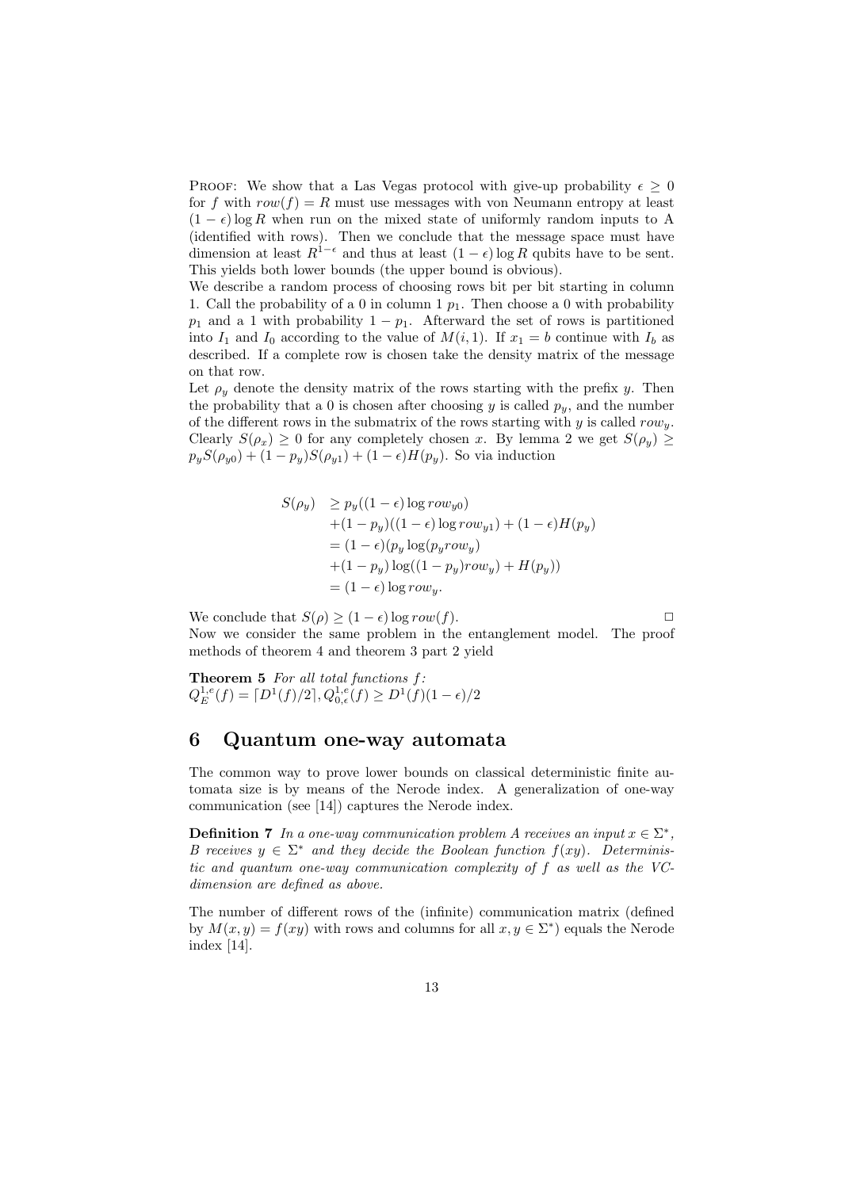Proof: We show that a Las Vegas protocol with give-up probability $\epsilon \geq 0$ for $f$ with $row(f) = R$ must use messages with von Neumann entropy at least $(1-\epsilon)\log R$ when run on the mixed state of uniformly random inputs to A (identified with rows). Then we conclude that the message space must have dimension at least $R^{1-\epsilon}$ and thus at least $(1-\epsilon)\log R$ qubits have to be sent. This yields both lower bounds (the upper bound is obvious).

We describe a random process of choosing rows bit per bit starting in column 1. Call the probability of a 0 in column 1 $p_1$. Then choose a 0 with probability $p_1$ and a 1 with probability $1-p_1$. Afterward the set of rows is partitioned into $I_1$ and $I_0$ according to the value of $M(i,1)$. If $x_1 = b$ continue with $I_b$ as described. If a complete row is chosen take the density matrix of the message on that row.

Let $\rho_y$ denote the density matrix of the rows starting with the prefix $y$. Then the probability that a 0 is chosen after choosing $y$ is called $p_y$, and the number of the different rows in the submatrix of the rows starting with $y$ is called $row_y$. Clearly $S(\rho_x) \geq 0$ for any completely chosen $x$. By lemma 2 we get $S(\rho_y) \geq p_y S(\rho_{y0}) + (1-p_y)S(\rho_{y1}) + (1-\epsilon)H(p_y)$. So via induction

$$
\begin{aligned}
S(\rho_y) &\geq p_y((1-\epsilon)\log row_{y0}) \\
&\quad +(1-p_y)((1-\epsilon)\log row_{y1}) + (1-\epsilon)H(p_y) \\
&= (1-\epsilon)(p_y \log(p_y row_y) \\
&\quad +(1-p_y)\log((1-p_y)row_y) + H(p_y)) \\
&= (1-\epsilon)\log row_y.
\end{aligned}
$$

We conclude that $S(\rho) \geq (1-\epsilon)\log row(f)$. $\Box$

Now we consider the same problem in the entanglement model. The proof methods of theorem 4 and theorem 3 part 2 yield

**Theorem 5** *For all total functions $f$:*
$Q_E^{1,e}(f) = \lceil D^1(f)/2 \rceil, Q_{0,\epsilon}^{1,e}(f) \geq D^1(f)(1-\epsilon)/2$

## 6 Quantum one-way automata

The common way to prove lower bounds on classical deterministic finite automata size is by means of the Nerode index. A generalization of one-way communication (see [14]) captures the Nerode index.

**Definition 7** *In a one-way communication problem A receives an input $x \in \Sigma^*$, B receives $y \in \Sigma^*$ and they decide the Boolean function $f(xy)$. Deterministic and quantum one-way communication complexity of $f$ as well as the VC-dimension are defined as above.*

The number of different rows of the (infinite) communication matrix (defined by $M(x,y) = f(xy)$ with rows and columns for all $x, y \in \Sigma^*$) equals the Nerode index [14].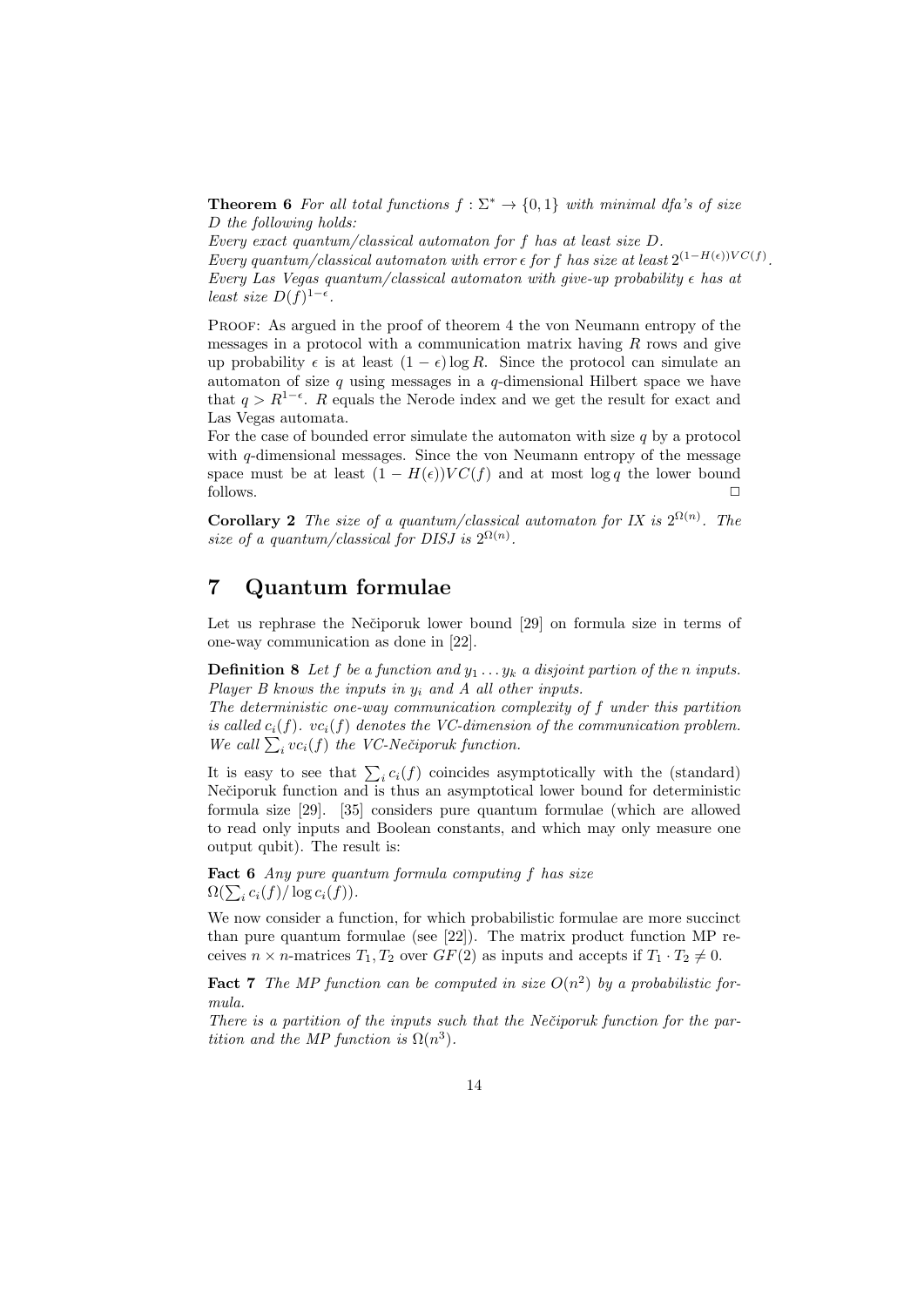**Theorem 6** *For all total functions $f : \Sigma^* \to \{0,1\}$ with minimal dfa's of size $D$ the following holds:*
*Every exact quantum/classical automaton for $f$ has at least size $D$.*
*Every quantum/classical automaton with error $\epsilon$ for $f$ has size at least $2^{(1-H(\epsilon))VC(f)}$.*
*Every Las Vegas quantum/classical automaton with give-up probability $\epsilon$ has at least size $D(f)^{1-\epsilon}$.*

Proof: As argued in the proof of theorem 4 the von Neumann entropy of the messages in a protocol with a communication matrix having $R$ rows and give up probability $\epsilon$ is at least $(1-\epsilon)\log R$. Since the protocol can simulate an automaton of size $q$ using messages in a $q$-dimensional Hilbert space we have that $q > R^{1-\epsilon}$. $R$ equals the Nerode index and we get the result for exact and Las Vegas automata.
For the case of bounded error simulate the automaton with size $q$ by a protocol with $q$-dimensional messages. Since the von Neumann entropy of the message space must be at least $(1-H(\epsilon))VC(f)$ and at most $\log q$ the lower bound follows. □

**Corollary 2** *The size of a quantum/classical automaton for IX is $2^{\Omega(n)}$. The size of a quantum/classical for DISJ is $2^{\Omega(n)}$.*

# 7 Quantum formulae

Let us rephrase the Nečiporuk lower bound [29] on formula size in terms of one-way communication as done in [22].

**Definition 8** *Let $f$ be a function and $y_1 \dots y_k$ a disjoint partion of the $n$ inputs. Player B knows the inputs in $y_i$ and A all other inputs.*
*The deterministic one-way communication complexity of $f$ under this partition is called $c_i(f)$. $vc_i(f)$ denotes the VC-dimension of the communication problem. We call $\sum_i vc_i(f)$ the VC-Nečiporuk function.*

It is easy to see that $\sum_i c_i(f)$ coincides asymptotically with the (standard) Nečiporuk function and is thus an asymptotical lower bound for deterministic formula size [29]. [35] considers pure quantum formulae (which are allowed to read only inputs and Boolean constants, and which may only measure one output qubit). The result is:

**Fact 6** *Any pure quantum formula computing $f$ has size $\Omega(\sum_i c_i(f)/\log c_i(f))$.*

We now consider a function, for which probabilistic formulae are more succinct than pure quantum formulae (see [22]). The matrix product function MP receives $n \times n$-matrices $T_1, T_2$ over $GF(2)$ as inputs and accepts if $T_1 \cdot T_2 \neq 0$.

**Fact 7** *The MP function can be computed in size $O(n^2)$ by a probabilistic formula.*
*There is a partition of the inputs such that the Nečiporuk function for the partition and the MP function is $\Omega(n^3)$.*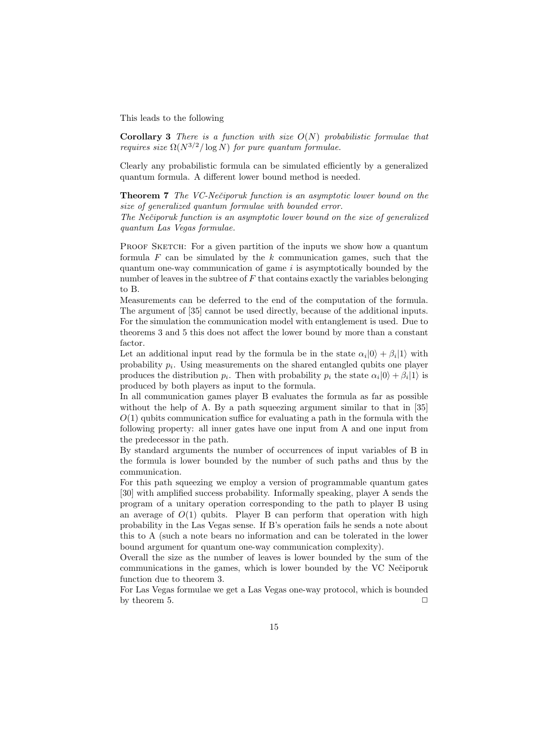This leads to the following

**Corollary 3** *There is a function with size $O(N)$ probabilistic formulae that requires size $\Omega(N^{3/2}/\log N)$ for pure quantum formulae.*

Clearly any probabilistic formula can be simulated efficiently by a generalized quantum formula. A different lower bound method is needed.

**Theorem 7** *The VC-Nečiporuk function is an asymptotic lower bound on the size of generalized quantum formulae with bounded error.*
*The Nečiporuk function is an asymptotic lower bound on the size of generalized quantum Las Vegas formulae.*

Proof Sketch: For a given partition of the inputs we show how a quantum formula $F$ can be simulated by the $k$ communication games, such that the quantum one-way communication of game $i$ is asymptotically bounded by the number of leaves in the subtree of $F$ that contains exactly the variables belonging to B.
Measurements can be deferred to the end of the computation of the formula. The argument of [35] cannot be used directly, because of the additional inputs. For the simulation the communication model with entanglement is used. Due to theorems 3 and 5 this does not affect the lower bound by more than a constant factor.
Let an additional input read by the formula be in the state $\alpha_i|0\rangle + \beta_i|1\rangle$ with probability $p_i$. Using measurements on the shared entangled qubits one player produces the distribution $p_i$. Then with probability $p_i$ the state $\alpha_i|0\rangle + \beta_i|1\rangle$ is produced by both players as input to the formula.
In all communication games player B evaluates the formula as far as possible without the help of A. By a path squeezing argument similar to that in [35] $O(1)$ qubits communication suffice for evaluating a path in the formula with the following property: all inner gates have one input from A and one input from the predecessor in the path.
By standard arguments the number of occurrences of input variables of B in the formula is lower bounded by the number of such paths and thus by the communication.
For this path squeezing we employ a version of programmable quantum gates [30] with amplified success probability. Informally speaking, player A sends the program of a unitary operation corresponding to the path to player B using an average of $O(1)$ qubits. Player B can perform that operation with high probability in the Las Vegas sense. If B's operation fails he sends a note about this to A (such a note bears no information and can be tolerated in the lower bound argument for quantum one-way communication complexity).
Overall the size as the number of leaves is lower bounded by the sum of the communications in the games, which is lower bounded by the VC Nečiporuk function due to theorem 3.
For Las Vegas formulae we get a Las Vegas one-way protocol, which is bounded by theorem 5. □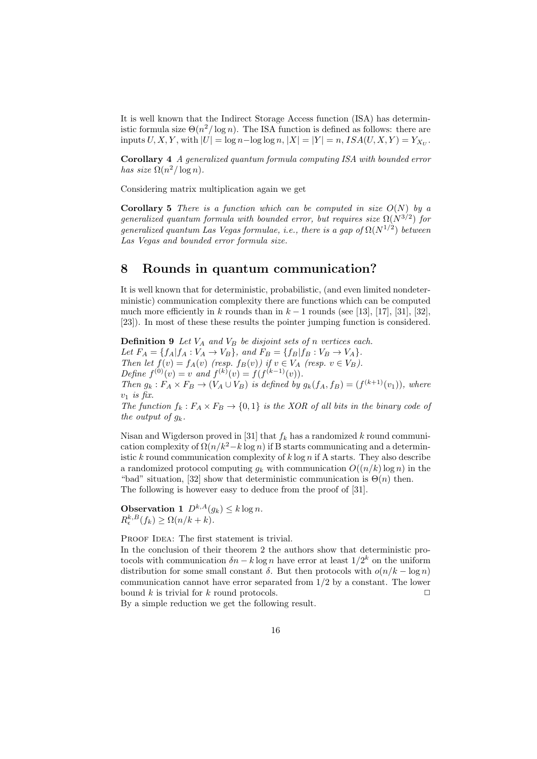It is well known that the Indirect Storage Access function (ISA) has deterministic formula size $\Theta(n^2/\log n)$. The ISA function is defined as follows: there are inputs $U, X, Y$, with $|U| = \log n - \log\log n$, $|X| = |Y| = n$, $ISA(U, X, Y) = Y_{X_U}$.

**Corollary 4** *A generalized quantum formula computing ISA with bounded error has size* $\Omega(n^2/\log n)$.

Considering matrix multiplication again we get

**Corollary 5** *There is a function which can be computed in size* $O(N)$ *by a generalized quantum formula with bounded error, but requires size* $\Omega(N^{3/2})$ *for generalized quantum Las Vegas formulae, i.e., there is a gap of* $\Omega(N^{1/2})$ *between Las Vegas and bounded error formula size.*

# 8 Rounds in quantum communication?

It is well known that for deterministic, probabilistic, (and even limited nondeterministic) communication complexity there are functions which can be computed much more efficiently in $k$ rounds than in $k-1$ rounds (see [13], [17], [31], [32], [23]). In most of these these results the pointer jumping function is considered.

**Definition 9** *Let* $V_A$ *and* $V_B$ *be disjoint sets of* $n$ *vertices each.*
*Let* $F_A = \{f_A | f_A : V_A \to V_B\}$*, and* $F_B = \{f_B | f_B : V_B \to V_A\}$*.*
*Then let* $f(v) = f_A(v)$ *(resp.* $f_B(v)$*) if* $v \in V_A$ *(resp.* $v \in V_B$*).*
*Define* $f^{(0)}(v) = v$ *and* $f^{(k)}(v) = f(f^{(k-1)}(v))$*.*
*Then* $g_k : F_A \times F_B \to (V_A \cup V_B)$ *is defined by* $g_k(f_A, f_B) = (f^{(k+1)}(v_1))$*, where* $v_1$ *is fix.*
*The function* $f_k : F_A \times F_B \to \{0, 1\}$ *is the XOR of all bits in the binary code of the output of* $g_k$*.*

Nisan and Wigderson proved in [31] that $f_k$ has a randomized $k$ round communication complexity of $\Omega(n/k^2 - k\log n)$ if B starts communicating and a deterministic $k$ round communication complexity of $k\log n$ if A starts. They also describe a randomized protocol computing $g_k$ with communication $O((n/k)\log n)$ in the "bad" situation, [32] show that deterministic communication is $\Theta(n)$ then.
The following is however easy to deduce from the proof of [31].

**Observation 1** $D^{k,A}(g_k) \leq k\log n$.
$R_\epsilon^{k,B}(f_k) \geq \Omega(n/k + k)$.

Proof Idea: The first statement is trivial.
In the conclusion of their theorem 2 the authors show that deterministic protocols with communication $\delta n - k\log n$ have error at least $1/2^k$ on the uniform distribution for some small constant $\delta$. But then protocols with $o(n/k - \log n)$ communication cannot have error separated from $1/2$ by a constant. The lower bound $k$ is trivial for $k$ round protocols. □
By a simple reduction we get the following result.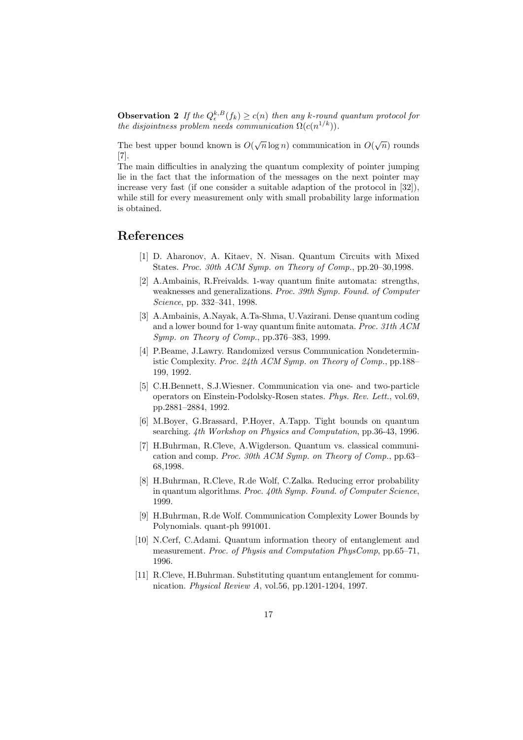**Observation 2** *If the $Q_\epsilon^{k,B}(f_k) \geq c(n)$ then any k-round quantum protocol for the disjointness problem needs communication $\Omega(c(n^{1/k}))$.*

The best upper bound known is $O(\sqrt{n}\log n)$ communication in $O(\sqrt{n})$ rounds [7].

The main difficulties in analyzing the quantum complexity of pointer jumping lie in the fact that the information of the messages on the next pointer may increase very fast (if one consider a suitable adaption of the protocol in [32]), while still for every measurement only with small probability large information is obtained.

# References

[1] D. Aharonov, A. Kitaev, N. Nisan. Quantum Circuits with Mixed States. *Proc. 30th ACM Symp. on Theory of Comp.*, pp.20–30,1998.

[2] A.Ambainis, R.Freivalds. 1-way quantum finite automata: strengths, weaknesses and generalizations. *Proc. 39th Symp. Found. of Computer Science*, pp. 332–341, 1998.

[3] A.Ambainis, A.Nayak, A.Ta-Shma, U.Vazirani. Dense quantum coding and a lower bound for 1-way quantum finite automata. *Proc. 31th ACM Symp. on Theory of Comp.*, pp.376–383, 1999.

[4] P.Beame, J.Lawry. Randomized versus Communication Nondeterministic Complexity. *Proc. 24th ACM Symp. on Theory of Comp.*, pp.188–199, 1992.

[5] C.H.Bennett, S.J.Wiesner. Communication via one- and two-particle operators on Einstein-Podolsky-Rosen states. *Phys. Rev. Lett.*, vol.69, pp.2881–2884, 1992.

[6] M.Boyer, G.Brassard, P.Hoyer, A.Tapp. Tight bounds on quantum searching. *4th Workshop on Physics and Computation*, pp.36-43, 1996.

[7] H.Buhrman, R.Cleve, A.Wigderson. Quantum vs. classical communication and comp. *Proc. 30th ACM Symp. on Theory of Comp.*, pp.63–68,1998.

[8] H.Buhrman, R.Cleve, R.de Wolf, C.Zalka. Reducing error probability in quantum algorithms. *Proc. 40th Symp. Found. of Computer Science*, 1999.

[9] H.Buhrman, R.de Wolf. Communication Complexity Lower Bounds by Polynomials. quant-ph 991001.

[10] N.Cerf, C.Adami. Quantum information theory of entanglement and measurement. *Proc. of Physis and Computation PhysComp*, pp.65–71, 1996.

[11] R.Cleve, H.Buhrman. Substituting quantum entanglement for communication. *Physical Review A*, vol.56, pp.1201-1204, 1997.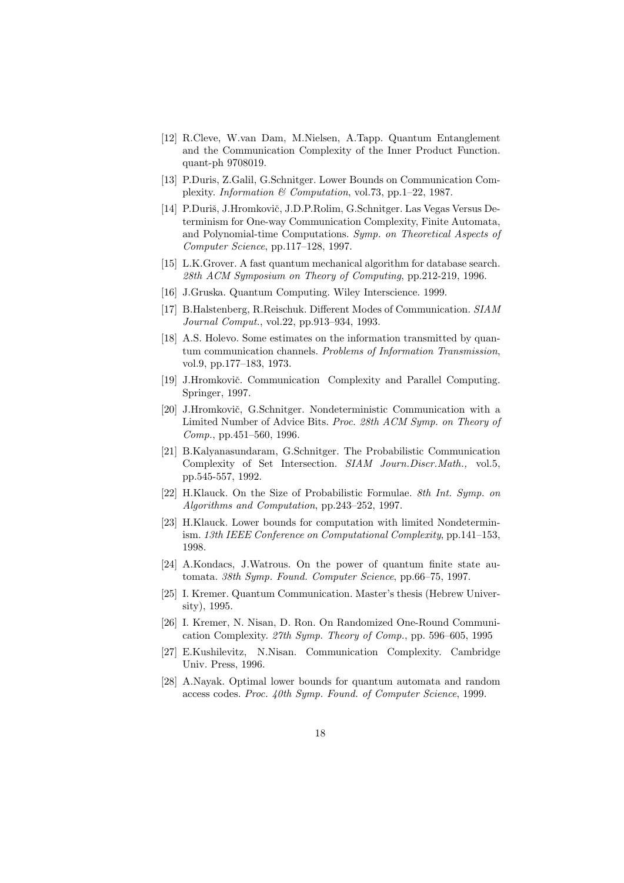[12] R.Cleve, W.van Dam, M.Nielsen, A.Tapp. Quantum Entanglement and the Communication Complexity of the Inner Product Function. quant-ph 9708019.

[13] P.Duris, Z.Galil, G.Schnitger. Lower Bounds on Communication Complexity. *Information & Computation*, vol.73, pp.1–22, 1987.

[14] P.Ďuriš, J.Hromkovič, J.D.P.Rolim, G.Schnitger. Las Vegas Versus Determinism for One-way Communication Complexity, Finite Automata, and Polynomial-time Computations. *Symp. on Theoretical Aspects of Computer Science*, pp.117–128, 1997.

[15] L.K.Grover. A fast quantum mechanical algorithm for database search. *28th ACM Symposium on Theory of Computing*, pp.212-219, 1996.

[16] J.Gruska. Quantum Computing. Wiley Interscience. 1999.

[17] B.Halstenberg, R.Reischuk. Different Modes of Communication. *SIAM Journal Comput.*, vol.22, pp.913–934, 1993.

[18] A.S. Holevo. Some estimates on the information transmitted by quantum communication channels. *Problems of Information Transmission*, vol.9, pp.177–183, 1973.

[19] J.Hromkovič. Communication Complexity and Parallel Computing. Springer, 1997.

[20] J.Hromkovič, G.Schnitger. Nondeterministic Communication with a Limited Number of Advice Bits. *Proc. 28th ACM Symp. on Theory of Comp.*, pp.451–560, 1996.

[21] B.Kalyanasundaram, G.Schnitger. The Probabilistic Communication Complexity of Set Intersection. *SIAM Journ.Discr.Math.,* vol.5, pp.545-557, 1992.

[22] H.Klauck. On the Size of Probabilistic Formulae. *8th Int. Symp. on Algorithms and Computation*, pp.243–252, 1997.

[23] H.Klauck. Lower bounds for computation with limited Nondeterminism. *13th IEEE Conference on Computational Complexity*, pp.141–153, 1998.

[24] A.Kondacs, J.Watrous. On the power of quantum finite state automata. *38th Symp. Found. Computer Science*, pp.66–75, 1997.

[25] I. Kremer. Quantum Communication. Master's thesis (Hebrew University), 1995.

[26] I. Kremer, N. Nisan, D. Ron. On Randomized One-Round Communication Complexity. *27th Symp. Theory of Comp.*, pp. 596–605, 1995

[27] E.Kushilevitz, N.Nisan. Communication Complexity. Cambridge Univ. Press, 1996.

[28] A.Nayak. Optimal lower bounds for quantum automata and random access codes. *Proc. 40th Symp. Found. of Computer Science*, 1999.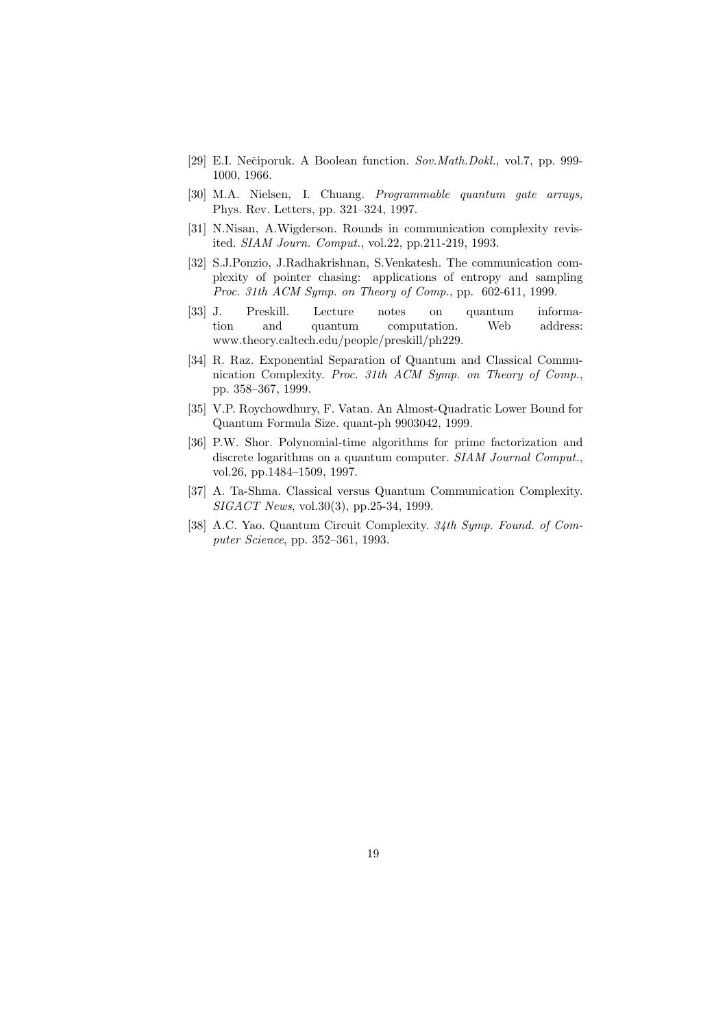[29] E.I. Nečiporuk. A Boolean function. *Sov.Math.Dokl.*, vol.7, pp. 999-1000, 1966.

[30] M.A. Nielsen, I. Chuang. *Programmable quantum gate arrays,* Phys. Rev. Letters, pp. 321–324, 1997.

[31] N.Nisan, A.Wigderson. Rounds in communication complexity revisited. *SIAM Journ. Comput.*, vol.22, pp.211-219, 1993.

[32] S.J.Ponzio, J.Radhakrishnan, S.Venkatesh. The communication complexity of pointer chasing: applications of entropy and sampling *Proc. 31th ACM Symp. on Theory of Comp.*, pp. 602-611, 1999.

[33] J. Preskill. Lecture notes on quantum information and quantum computation. Web address: www.theory.caltech.edu/people/preskill/ph229.

[34] R. Raz. Exponential Separation of Quantum and Classical Communication Complexity. *Proc. 31th ACM Symp. on Theory of Comp.*, pp. 358–367, 1999.

[35] V.P. Roychowdhury, F. Vatan. An Almost-Quadratic Lower Bound for Quantum Formula Size. quant-ph 9903042, 1999.

[36] P.W. Shor. Polynomial-time algorithms for prime factorization and discrete logarithms on a quantum computer. *SIAM Journal Comput.*, vol.26, pp.1484–1509, 1997.

[37] A. Ta-Shma. Classical versus Quantum Communication Complexity. *SIGACT News*, vol.30(3), pp.25-34, 1999.

[38] A.C. Yao. Quantum Circuit Complexity. *34th Symp. Found. of Computer Science*, pp. 352–361, 1993.